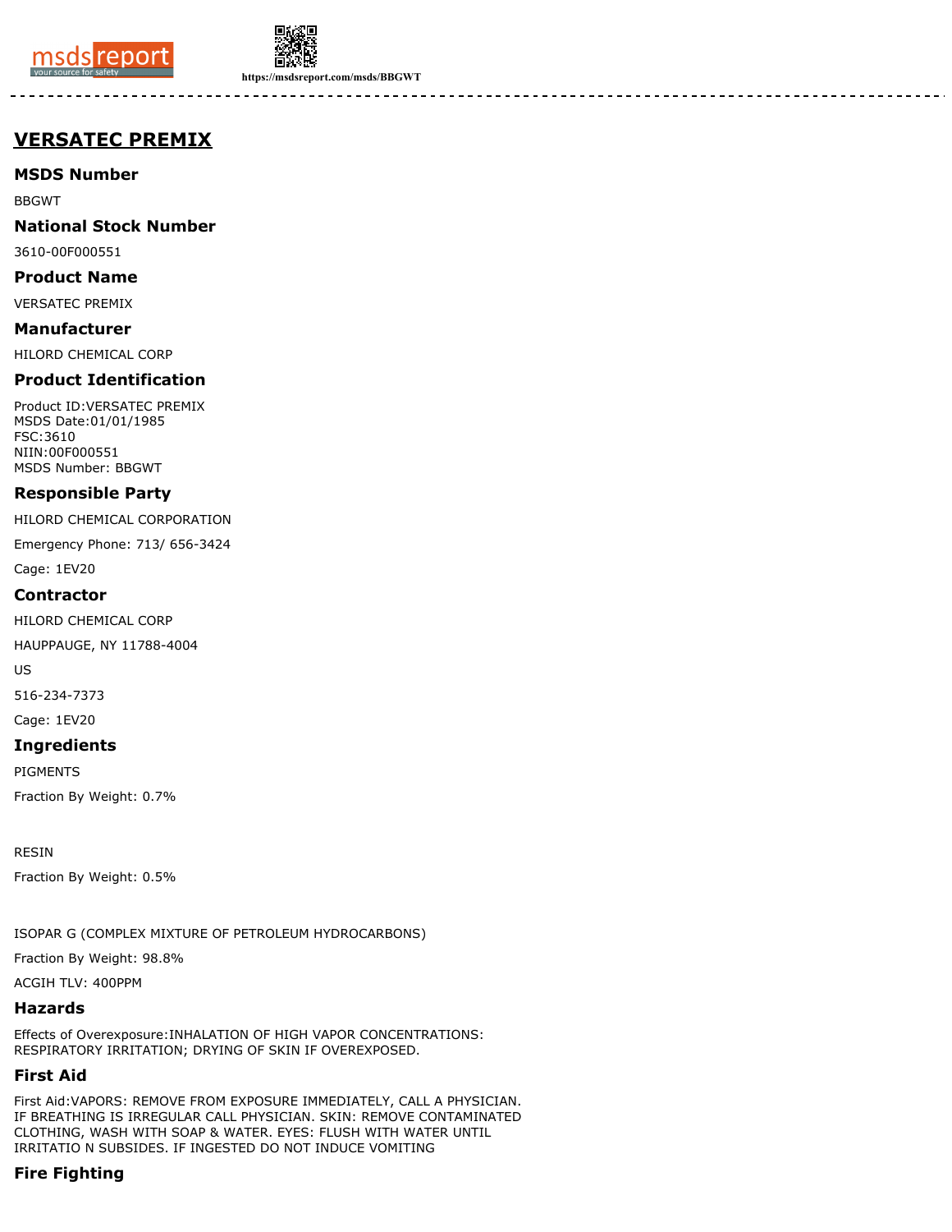# VERSATEC PREMIX

## MSDS Number

BBGWT

## National Stock Number

3610-00F000551

## Product Name

VERSATEC PREMIX

## Manufacturer

HILORD CHEMICAL CORP

## Product Identification

Product ID:VERSATEC PREMIX
MSDS Date:01/01/1985
FSC:3610
NIIN:00F000551
MSDS Number: BBGWT

## Responsible Party

HILORD CHEMICAL CORPORATION

Emergency Phone: 713/ 656-3424

Cage: 1EV20

## Contractor

HILORD CHEMICAL CORP

HAUPPAUGE, NY 11788-4004

US

516-234-7373

Cage: 1EV20

## Ingredients

PIGMENTS

Fraction By Weight: 0.7%

RESIN

Fraction By Weight: 0.5%

ISOPAR G (COMPLEX MIXTURE OF PETROLEUM HYDROCARBONS)

Fraction By Weight: 98.8%

ACGIH TLV: 400PPM

## Hazards

Effects of Overexposure:INHALATION OF HIGH VAPOR CONCENTRATIONS: RESPIRATORY IRRITATION; DRYING OF SKIN IF OVEREXPOSED.

## First Aid

First Aid:VAPORS: REMOVE FROM EXPOSURE IMMEDIATELY, CALL A PHYSICIAN. IF BREATHING IS IRREGULAR CALL PHYSICIAN. SKIN: REMOVE CONTAMINATED CLOTHING, WASH WITH SOAP & WATER. EYES: FLUSH WITH WATER UNTIL IRRITATIO N SUBSIDES. IF INGESTED DO NOT INDUCE VOMITING

## Fire Fighting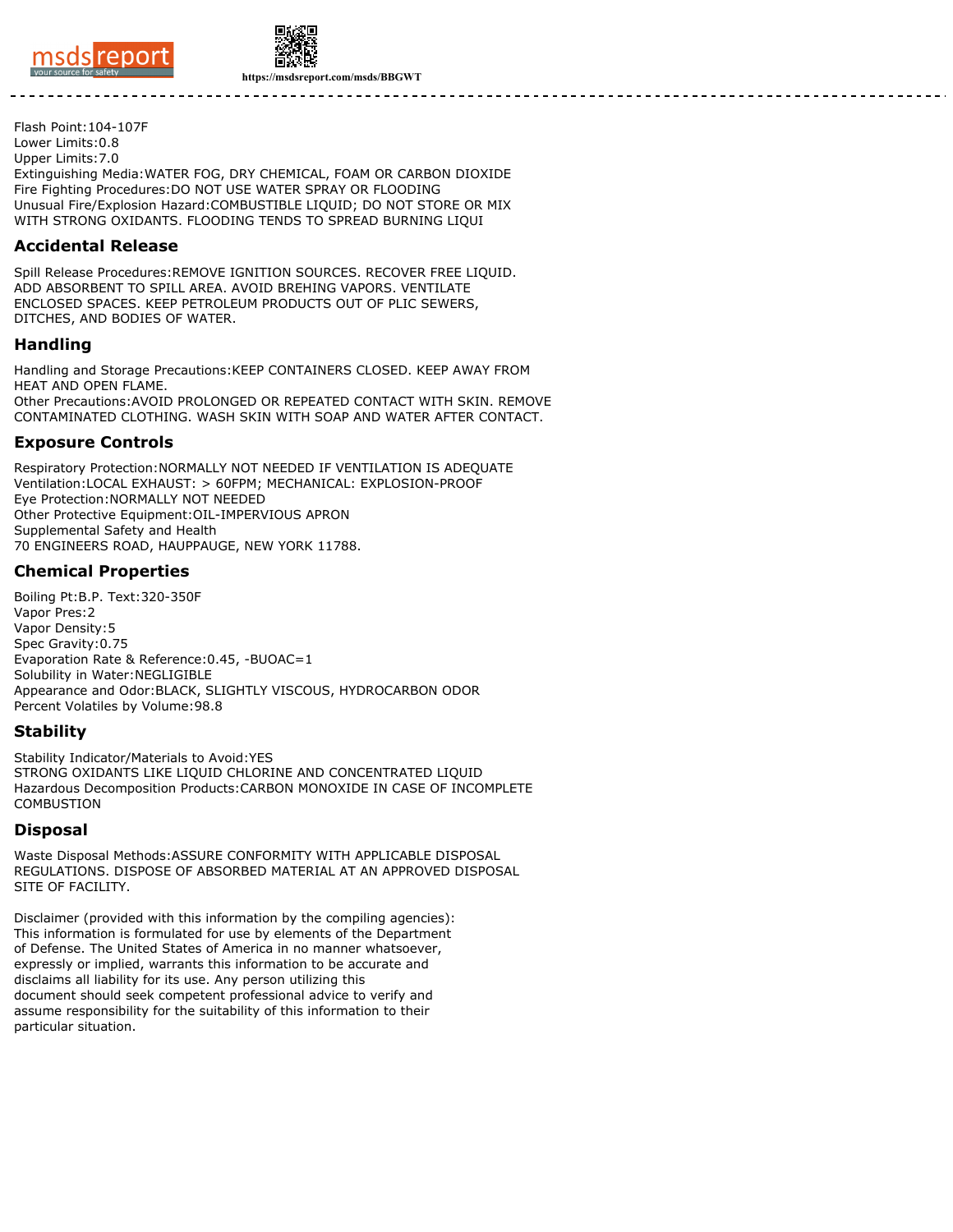Flash Point:104-107F
Lower Limits:0.8
Upper Limits:7.0
Extinguishing Media:WATER FOG, DRY CHEMICAL, FOAM OR CARBON DIOXIDE
Fire Fighting Procedures:DO NOT USE WATER SPRAY OR FLOODING
Unusual Fire/Explosion Hazard:COMBUSTIBLE LIQUID; DO NOT STORE OR MIX WITH STRONG OXIDANTS. FLOODING TENDS TO SPREAD BURNING LIQUI

## Accidental Release

Spill Release Procedures:REMOVE IGNITION SOURCES. RECOVER FREE LIQUID. ADD ABSORBENT TO SPILL AREA. AVOID BREHING VAPORS. VENTILATE ENCLOSED SPACES. KEEP PETROLEUM PRODUCTS OUT OF PLIC SEWERS, DITCHES, AND BODIES OF WATER.

## Handling

Handling and Storage Precautions:KEEP CONTAINERS CLOSED. KEEP AWAY FROM HEAT AND OPEN FLAME.
Other Precautions:AVOID PROLONGED OR REPEATED CONTACT WITH SKIN. REMOVE CONTAMINATED CLOTHING. WASH SKIN WITH SOAP AND WATER AFTER CONTACT.

## Exposure Controls

Respiratory Protection:NORMALLY NOT NEEDED IF VENTILATION IS ADEQUATE
Ventilation:LOCAL EXHAUST: > 60FPM; MECHANICAL: EXPLOSION-PROOF
Eye Protection:NORMALLY NOT NEEDED
Other Protective Equipment:OIL-IMPERVIOUS APRON
Supplemental Safety and Health
70 ENGINEERS ROAD, HAUPPAUGE, NEW YORK 11788.

## Chemical Properties

Boiling Pt:B.P. Text:320-350F
Vapor Pres:2
Vapor Density:5
Spec Gravity:0.75
Evaporation Rate & Reference:0.45, -BUOAC=1
Solubility in Water:NEGLIGIBLE
Appearance and Odor:BLACK, SLIGHTLY VISCOUS, HYDROCARBON ODOR
Percent Volatiles by Volume:98.8

## Stability

Stability Indicator/Materials to Avoid:YES
STRONG OXIDANTS LIKE LIQUID CHLORINE AND CONCENTRATED LIQUID
Hazardous Decomposition Products:CARBON MONOXIDE IN CASE OF INCOMPLETE COMBUSTION

## Disposal

Waste Disposal Methods:ASSURE CONFORMITY WITH APPLICABLE DISPOSAL REGULATIONS. DISPOSE OF ABSORBED MATERIAL AT AN APPROVED DISPOSAL SITE OF FACILITY.

Disclaimer (provided with this information by the compiling agencies): This information is formulated for use by elements of the Department of Defense. The United States of America in no manner whatsoever, expressly or implied, warrants this information to be accurate and disclaims all liability for its use. Any person utilizing this document should seek competent professional advice to verify and assume responsibility for the suitability of this information to their particular situation.